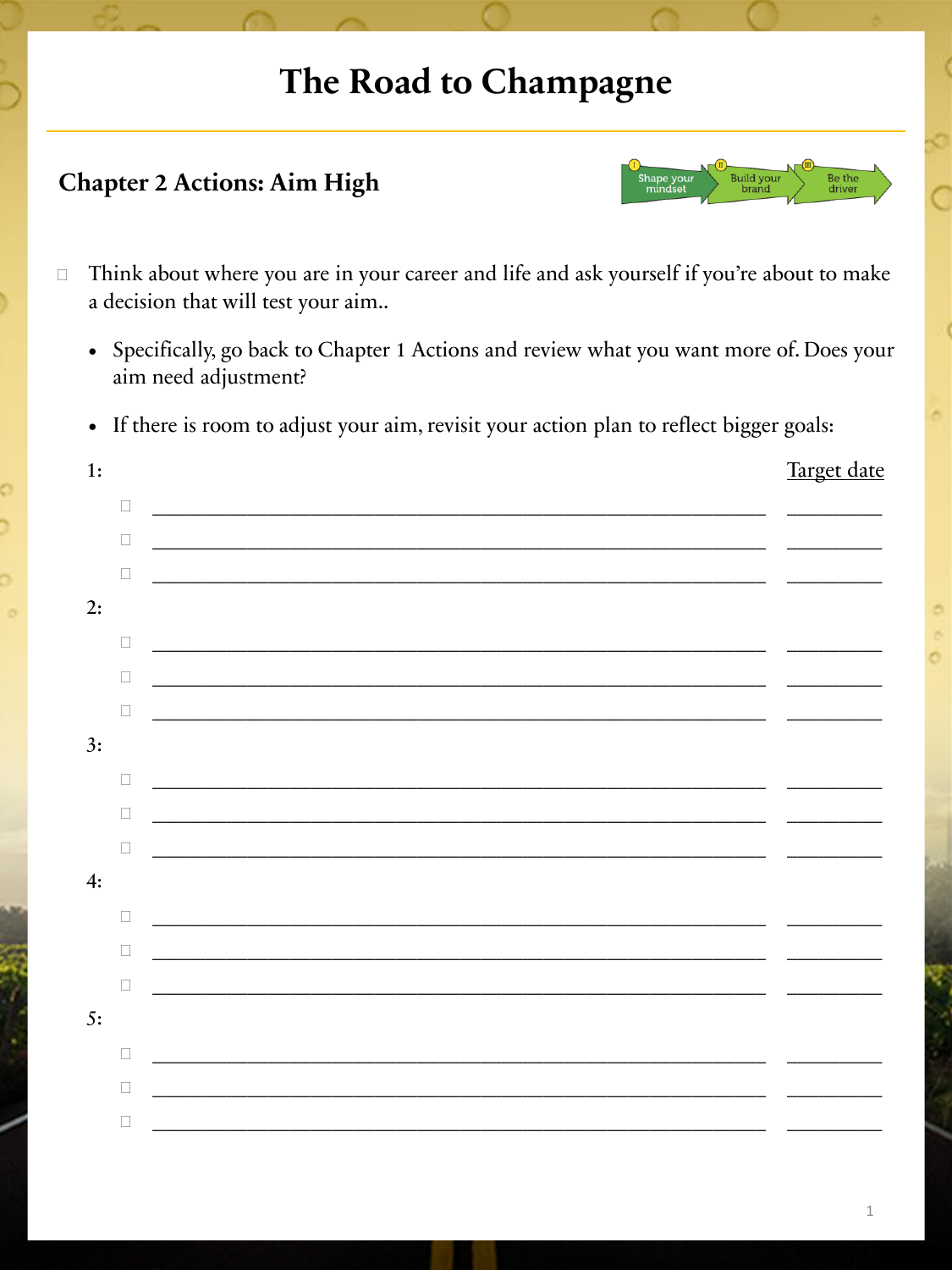# The Road to Champagne

## Chapter 2 Actions: Aim High

Shape your mindset | Build your brand | Be the driver

- [ ] Think about where you are in your career and life and ask yourself if you're about to make a decision that will test your aim..

  - Specifically, go back to Chapter 1 Actions and review what you want more of. Does your aim need adjustment?
  - If there is room to adjust your aim, revisit your action plan to reflect bigger goals:

1: <u>Target date</u>

- [ ] ______________________________________________ __________
- [ ] ______________________________________________ __________
- [ ] ______________________________________________ __________

2:

- [ ] ______________________________________________ __________
- [ ] ______________________________________________ __________
- [ ] ______________________________________________ __________

3:

- [ ] ______________________________________________ __________
- [ ] ______________________________________________ __________
- [ ] ______________________________________________ __________

4:

- [ ] ______________________________________________ __________
- [ ] ______________________________________________ __________
- [ ] ______________________________________________ __________

5:

- [ ] ______________________________________________ __________
- [ ] ______________________________________________ __________
- [ ] ______________________________________________ __________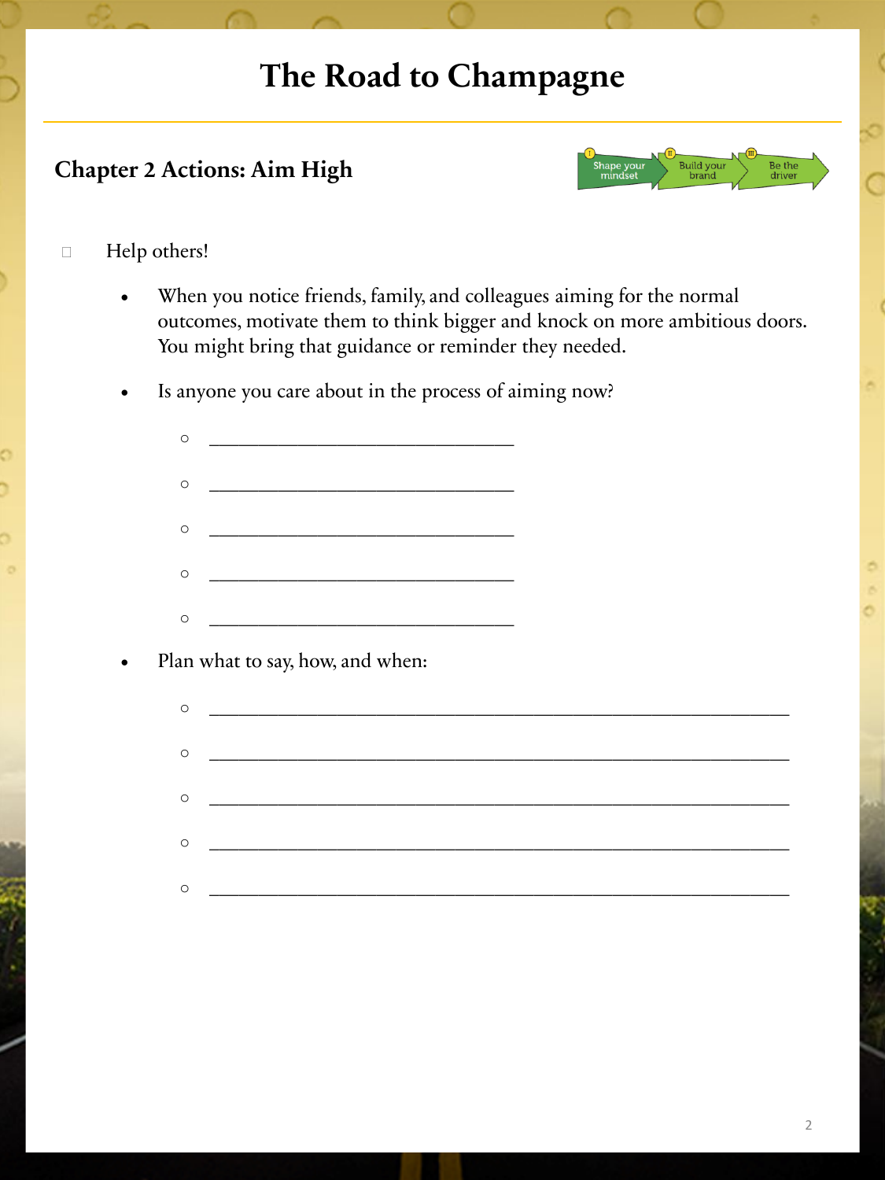# The Road to Champagne

## Chapter 2 Actions: Aim High

Shape your mindset — Build your brand — Be the driver

- Help others!
  - When you notice friends, family, and colleagues aiming for the normal outcomes, motivate them to think bigger and knock on more ambitious doors. You might bring that guidance or reminder they needed.
  - Is anyone you care about in the process of aiming now?
    - \_\_\_\_\_\_\_\_\_\_\_\_\_\_\_\_\_\_\_\_\_\_\_\_\_\_\_\_\_\_\_\_
    - \_\_\_\_\_\_\_\_\_\_\_\_\_\_\_\_\_\_\_\_\_\_\_\_\_\_\_\_\_\_\_\_
    - \_\_\_\_\_\_\_\_\_\_\_\_\_\_\_\_\_\_\_\_\_\_\_\_\_\_\_\_\_\_\_\_
    - \_\_\_\_\_\_\_\_\_\_\_\_\_\_\_\_\_\_\_\_\_\_\_\_\_\_\_\_\_\_\_\_
    - \_\_\_\_\_\_\_\_\_\_\_\_\_\_\_\_\_\_\_\_\_\_\_\_\_\_\_\_\_\_\_\_
  - Plan what to say, how, and when:
    - \_\_\_\_\_\_\_\_\_\_\_\_\_\_\_\_\_\_\_\_\_\_\_\_\_\_\_\_\_\_\_\_\_\_\_\_\_\_\_\_\_\_\_\_\_\_\_\_\_\_\_\_\_\_\_\_\_\_\_\_
    - \_\_\_\_\_\_\_\_\_\_\_\_\_\_\_\_\_\_\_\_\_\_\_\_\_\_\_\_\_\_\_\_\_\_\_\_\_\_\_\_\_\_\_\_\_\_\_\_\_\_\_\_\_\_\_\_\_\_\_\_
    - \_\_\_\_\_\_\_\_\_\_\_\_\_\_\_\_\_\_\_\_\_\_\_\_\_\_\_\_\_\_\_\_\_\_\_\_\_\_\_\_\_\_\_\_\_\_\_\_\_\_\_\_\_\_\_\_\_\_\_\_
    - \_\_\_\_\_\_\_\_\_\_\_\_\_\_\_\_\_\_\_\_\_\_\_\_\_\_\_\_\_\_\_\_\_\_\_\_\_\_\_\_\_\_\_\_\_\_\_\_\_\_\_\_\_\_\_\_\_\_\_\_
    - \_\_\_\_\_\_\_\_\_\_\_\_\_\_\_\_\_\_\_\_\_\_\_\_\_\_\_\_\_\_\_\_\_\_\_\_\_\_\_\_\_\_\_\_\_\_\_\_\_\_\_\_\_\_\_\_\_\_\_\_